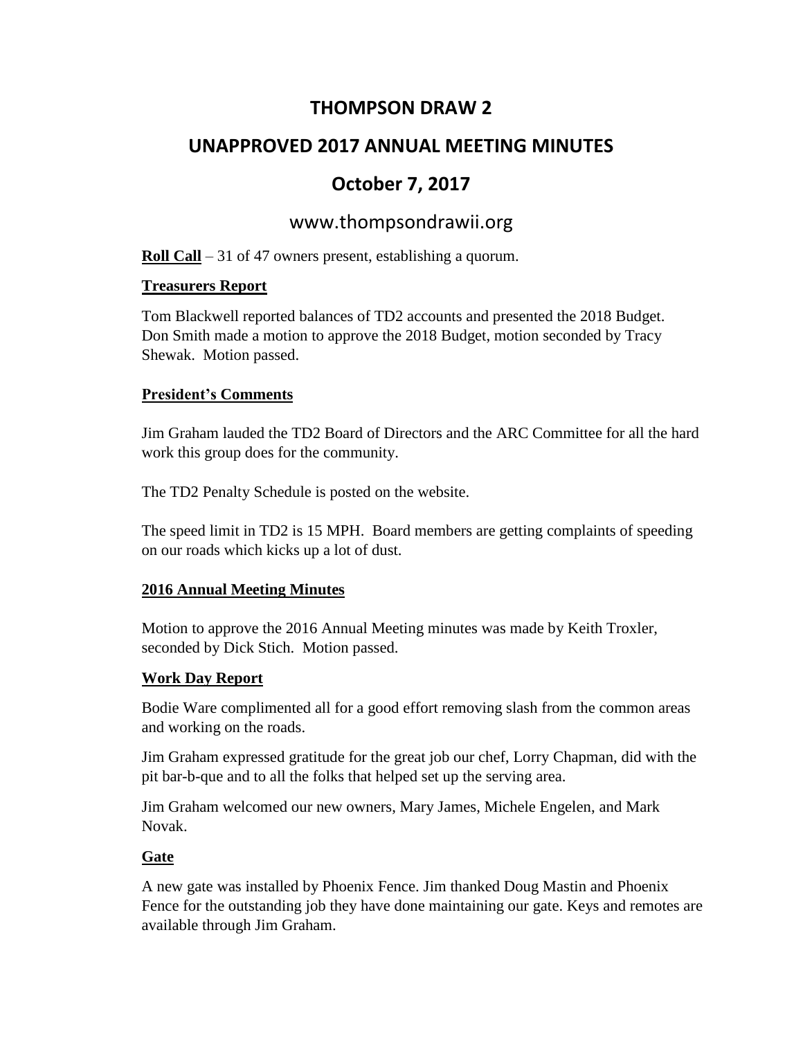# THOMPSON DRAW 2

## UNAPPROVED 2017 ANNUAL MEETING MINUTES

## October 7, 2017

www.thompsondrawii.org

**Roll Call** – 31 of 47 owners present, establishing a quorum.

**Treasurers Report**

Tom Blackwell reported balances of TD2 accounts and presented the 2018 Budget. Don Smith made a motion to approve the 2018 Budget, motion seconded by Tracy Shewak. Motion passed.

**President's Comments**

Jim Graham lauded the TD2 Board of Directors and the ARC Committee for all the hard work this group does for the community.

The TD2 Penalty Schedule is posted on the website.

The speed limit in TD2 is 15 MPH. Board members are getting complaints of speeding on our roads which kicks up a lot of dust.

**2016 Annual Meeting Minutes**

Motion to approve the 2016 Annual Meeting minutes was made by Keith Troxler, seconded by Dick Stich. Motion passed.

**Work Day Report**

Bodie Ware complimented all for a good effort removing slash from the common areas and working on the roads.

Jim Graham expressed gratitude for the great job our chef, Lorry Chapman, did with the pit bar-b-que and to all the folks that helped set up the serving area.

Jim Graham welcomed our new owners, Mary James, Michele Engelen, and Mark Novak.

**Gate**

A new gate was installed by Phoenix Fence. Jim thanked Doug Mastin and Phoenix Fence for the outstanding job they have done maintaining our gate. Keys and remotes are available through Jim Graham.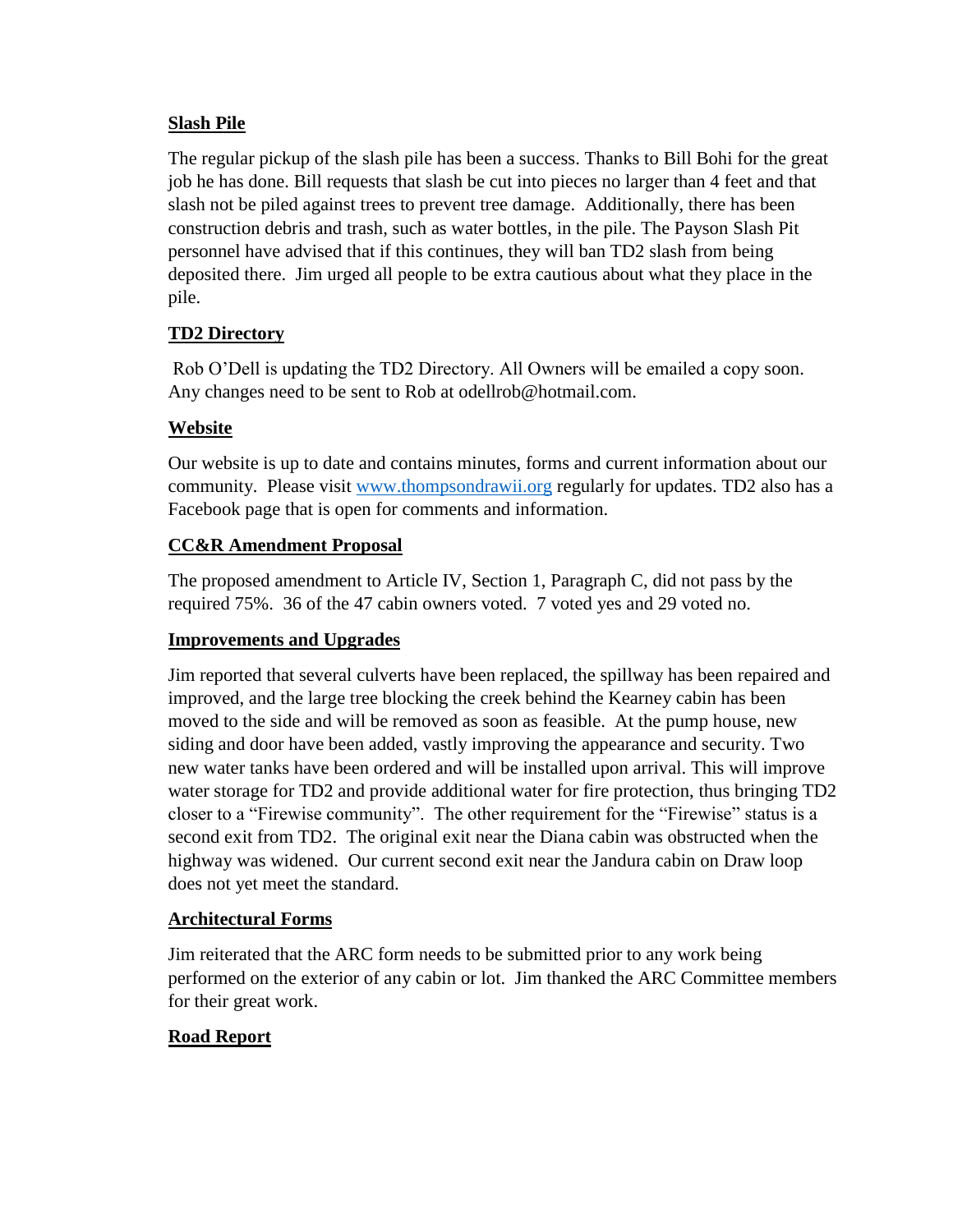**Slash Pile**

The regular pickup of the slash pile has been a success. Thanks to Bill Bohi for the great job he has done. Bill requests that slash be cut into pieces no larger than 4 feet and that slash not be piled against trees to prevent tree damage. Additionally, there has been construction debris and trash, such as water bottles, in the pile. The Payson Slash Pit personnel have advised that if this continues, they will ban TD2 slash from being deposited there. Jim urged all people to be extra cautious about what they place in the pile.

**TD2 Directory**

Rob O'Dell is updating the TD2 Directory. All Owners will be emailed a copy soon. Any changes need to be sent to Rob at odellrob@hotmail.com.

**Website**

Our website is up to date and contains minutes, forms and current information about our community. Please visit www.thompsondrawii.org regularly for updates. TD2 also has a Facebook page that is open for comments and information.

**CC&R Amendment Proposal**

The proposed amendment to Article IV, Section 1, Paragraph C, did not pass by the required 75%. 36 of the 47 cabin owners voted. 7 voted yes and 29 voted no.

**Improvements and Upgrades**

Jim reported that several culverts have been replaced, the spillway has been repaired and improved, and the large tree blocking the creek behind the Kearney cabin has been moved to the side and will be removed as soon as feasible. At the pump house, new siding and door have been added, vastly improving the appearance and security. Two new water tanks have been ordered and will be installed upon arrival. This will improve water storage for TD2 and provide additional water for fire protection, thus bringing TD2 closer to a "Firewise community". The other requirement for the "Firewise" status is a second exit from TD2. The original exit near the Diana cabin was obstructed when the highway was widened. Our current second exit near the Jandura cabin on Draw loop does not yet meet the standard.

**Architectural Forms**

Jim reiterated that the ARC form needs to be submitted prior to any work being performed on the exterior of any cabin or lot. Jim thanked the ARC Committee members for their great work.

**Road Report**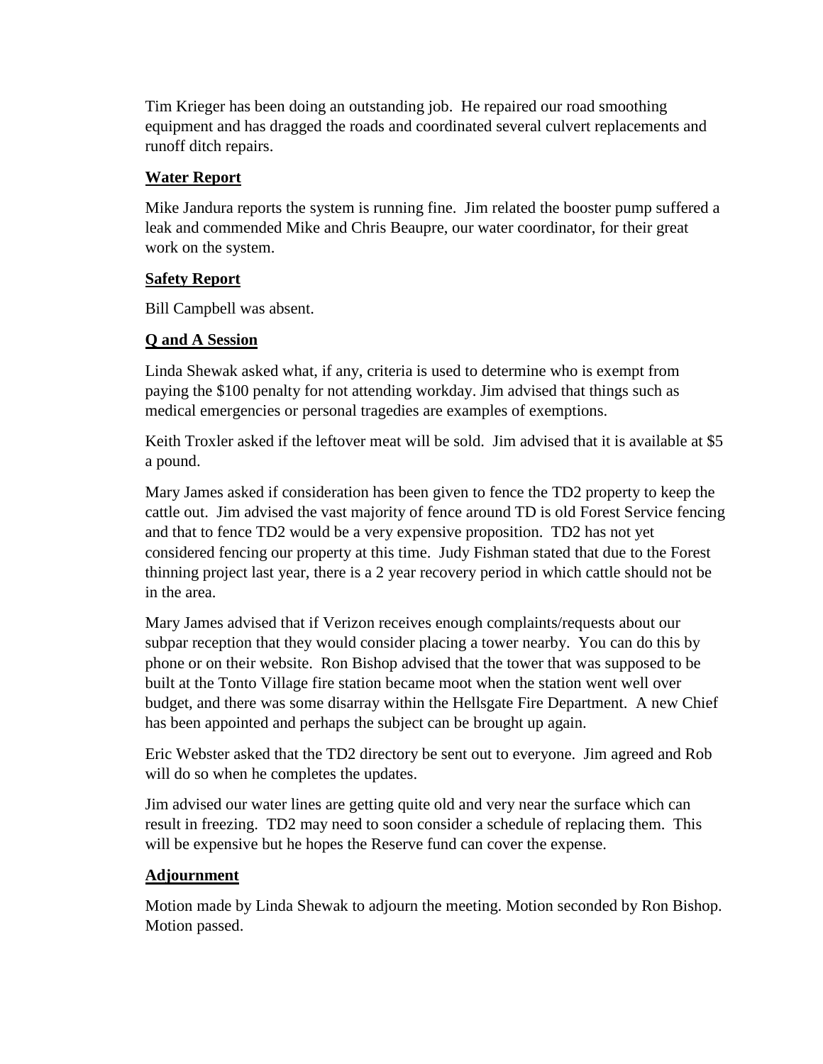Tim Krieger has been doing an outstanding job. He repaired our road smoothing equipment and has dragged the roads and coordinated several culvert replacements and runoff ditch repairs.

## Water Report

Mike Jandura reports the system is running fine. Jim related the booster pump suffered a leak and commended Mike and Chris Beaupre, our water coordinator, for their great work on the system.

## Safety Report

Bill Campbell was absent.

## Q and A Session

Linda Shewak asked what, if any, criteria is used to determine who is exempt from paying the $100 penalty for not attending workday. Jim advised that things such as medical emergencies or personal tragedies are examples of exemptions.

Keith Troxler asked if the leftover meat will be sold. Jim advised that it is available at $5 a pound.

Mary James asked if consideration has been given to fence the TD2 property to keep the cattle out. Jim advised the vast majority of fence around TD is old Forest Service fencing and that to fence TD2 would be a very expensive proposition. TD2 has not yet considered fencing our property at this time. Judy Fishman stated that due to the Forest thinning project last year, there is a 2 year recovery period in which cattle should not be in the area.

Mary James advised that if Verizon receives enough complaints/requests about our subpar reception that they would consider placing a tower nearby. You can do this by phone or on their website. Ron Bishop advised that the tower that was supposed to be built at the Tonto Village fire station became moot when the station went well over budget, and there was some disarray within the Hellsgate Fire Department. A new Chief has been appointed and perhaps the subject can be brought up again.

Eric Webster asked that the TD2 directory be sent out to everyone. Jim agreed and Rob will do so when he completes the updates.

Jim advised our water lines are getting quite old and very near the surface which can result in freezing. TD2 may need to soon consider a schedule of replacing them. This will be expensive but he hopes the Reserve fund can cover the expense.

## Adjournment

Motion made by Linda Shewak to adjourn the meeting. Motion seconded by Ron Bishop. Motion passed.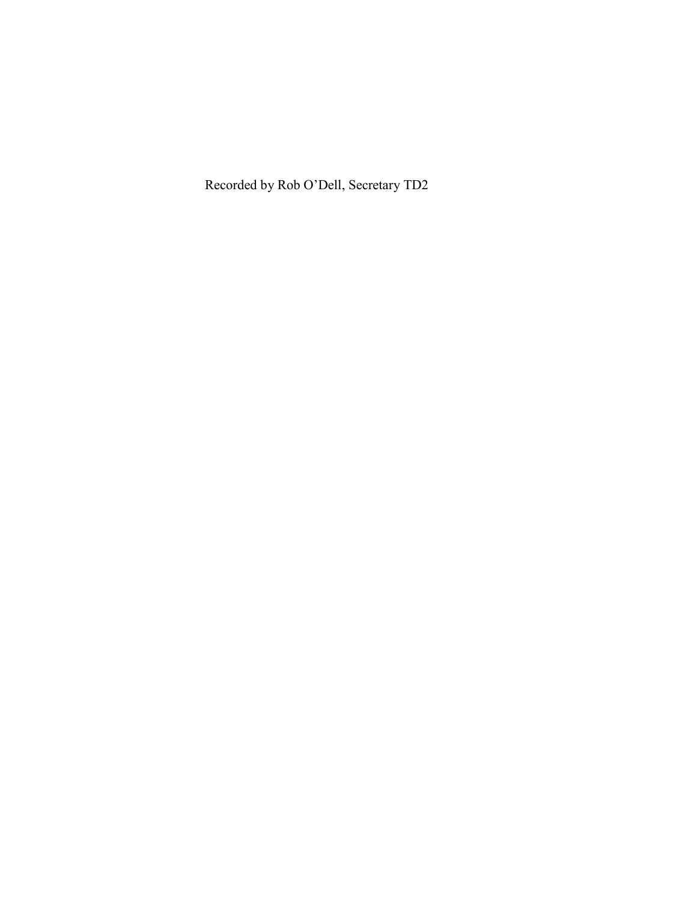Recorded by Rob O’Dell, Secretary TD2